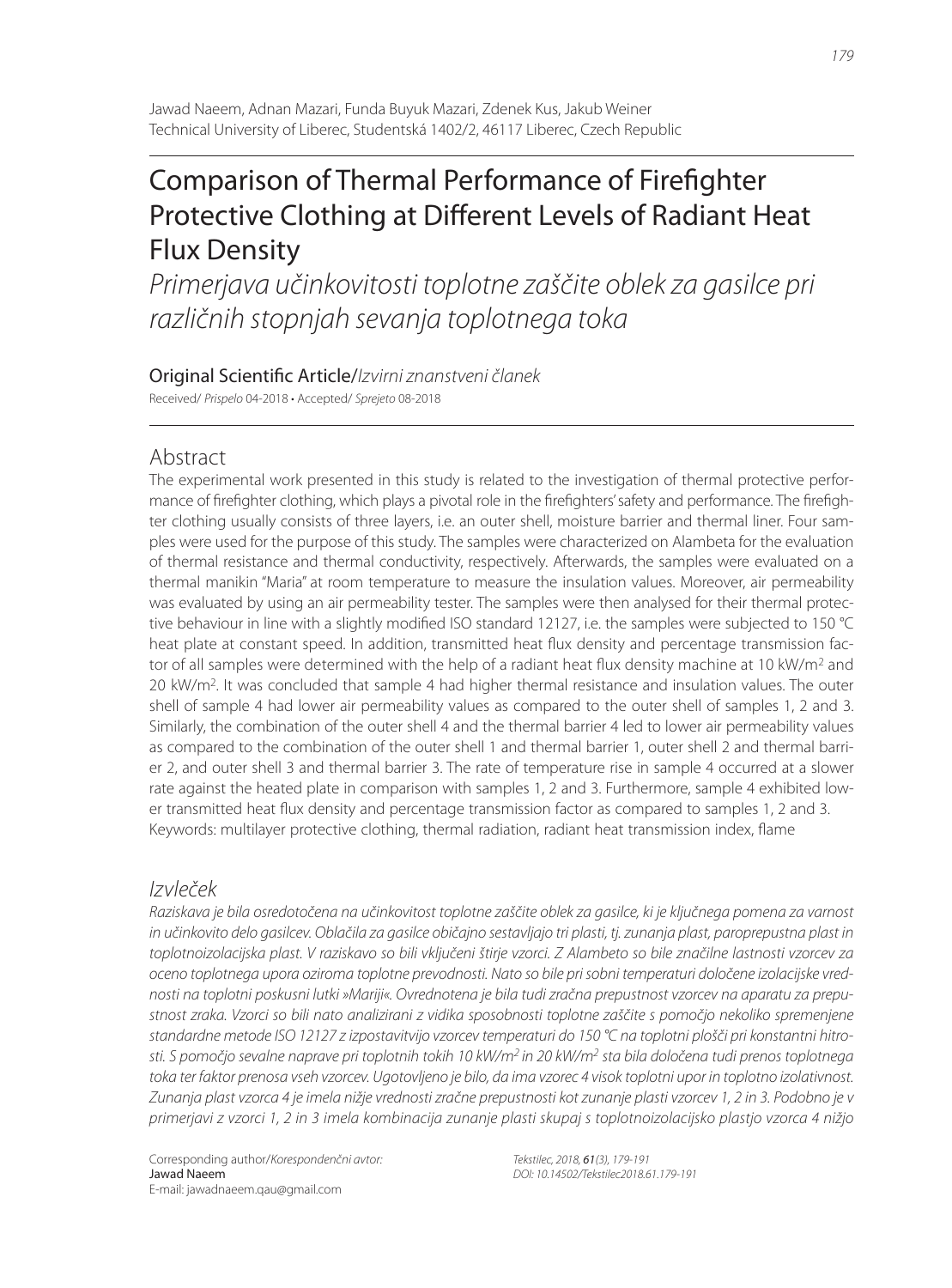Jawad Naeem, Adnan Mazari, Funda Buyuk Mazari, Zdenek Kus, Jakub Weiner
Technical University of Liberec, Studentská 1402/2, 46117 Liberec, Czech Republic

# Comparison of Thermal Performance of Firefighter Protective Clothing at Different Levels of Radiant Heat Flux Density

*Primerjava učinkovitosti toplotne zaščite oblek za gasilce pri različnih stopnjah sevanja toplotnega toka*

Original Scientific Article/*Izvirni znanstveni članek*

Received/ *Prispelo* 04-2018 • Accepted/ *Sprejeto* 08-2018

## Abstract

The experimental work presented in this study is related to the investigation of thermal protective performance of firefighter clothing, which plays a pivotal role in the firefighters' safety and performance. The firefighter clothing usually consists of three layers, i.e. an outer shell, moisture barrier and thermal liner. Four samples were used for the purpose of this study. The samples were characterized on Alambeta for the evaluation of thermal resistance and thermal conductivity, respectively. Afterwards, the samples were evaluated on a thermal manikin "Maria" at room temperature to measure the insulation values. Moreover, air permeability was evaluated by using an air permeability tester. The samples were then analysed for their thermal protective behaviour in line with a slightly modified ISO standard 12127, i.e. the samples were subjected to 150 °C heat plate at constant speed. In addition, transmitted heat flux density and percentage transmission factor of all samples were determined with the help of a radiant heat flux density machine at 10 kW/m$^2$ and 20 kW/m$^2$. It was concluded that sample 4 had higher thermal resistance and insulation values. The outer shell of sample 4 had lower air permeability values as compared to the outer shell of samples 1, 2 and 3. Similarly, the combination of the outer shell 4 and the thermal barrier 4 led to lower air permeability values as compared to the combination of the outer shell 1 and thermal barrier 1, outer shell 2 and thermal barrier 2, and outer shell 3 and thermal barrier 3. The rate of temperature rise in sample 4 occurred at a slower rate against the heated plate in comparison with samples 1, 2 and 3. Furthermore, sample 4 exhibited lower transmitted heat flux density and percentage transmission factor as compared to samples 1, 2 and 3.

Keywords: multilayer protective clothing, thermal radiation, radiant heat transmission index, flame

## *Izvleček*

*Raziskava je bila osredotočena na učinkovitost toplotne zaščite oblek za gasilce, ki je ključnega pomena za varnost in učinkovito delo gasilcev. Oblačila za gasilce običajno sestavljajo tri plasti, tj. zunanja plast, paroprepustna plast in toplotnoizolacijska plast. V raziskavo so bili vključeni štirje vzorci. Z Alambeto so bile značilne lastnosti vzorcev za oceno toplotnega upora oziroma toplotne prevodnosti. Nato so bile pri sobni temperaturi določene izolacijske vrednosti na toplotni poskusni lutki »Mariji«. Ovrednotena je bila tudi zračna prepustnost vzorcev na aparatu za prepustnost zraka. Vzorci so bili nato analizirani z vidika sposobnosti toplotne zaščite s pomočjo nekoliko spremenjene standardne metode ISO 12127 z izpostavitvijo vzorcev temperaturi do 150 °C na toplotni plošči pri konstantni hitrosti. S pomočjo sevalne naprave pri toplotnih tokih 10 kW/m$^2$ in 20 kW/m$^2$ sta bila določena tudi prenos toplotnega toka ter faktor prenosa vseh vzorcev. Ugotovljeno je bilo, da ima vzorec 4 visok toplotni upor in toplotno izolativnost. Zunanja plast vzorca 4 je imela nižje vrednosti zračne prepustnosti kot zunanje plasti vzorcev 1, 2 in 3. Podobno je v primerjavi z vzorci 1, 2 in 3 imela kombinacija zunanje plasti skupaj s toplotnoizolacijsko plastjo vzorca 4 nižjo*

Corresponding author/*Korespondenčni avtor:*
Jawad Naeem
E-mail: jawadnaeem.qau@gmail.com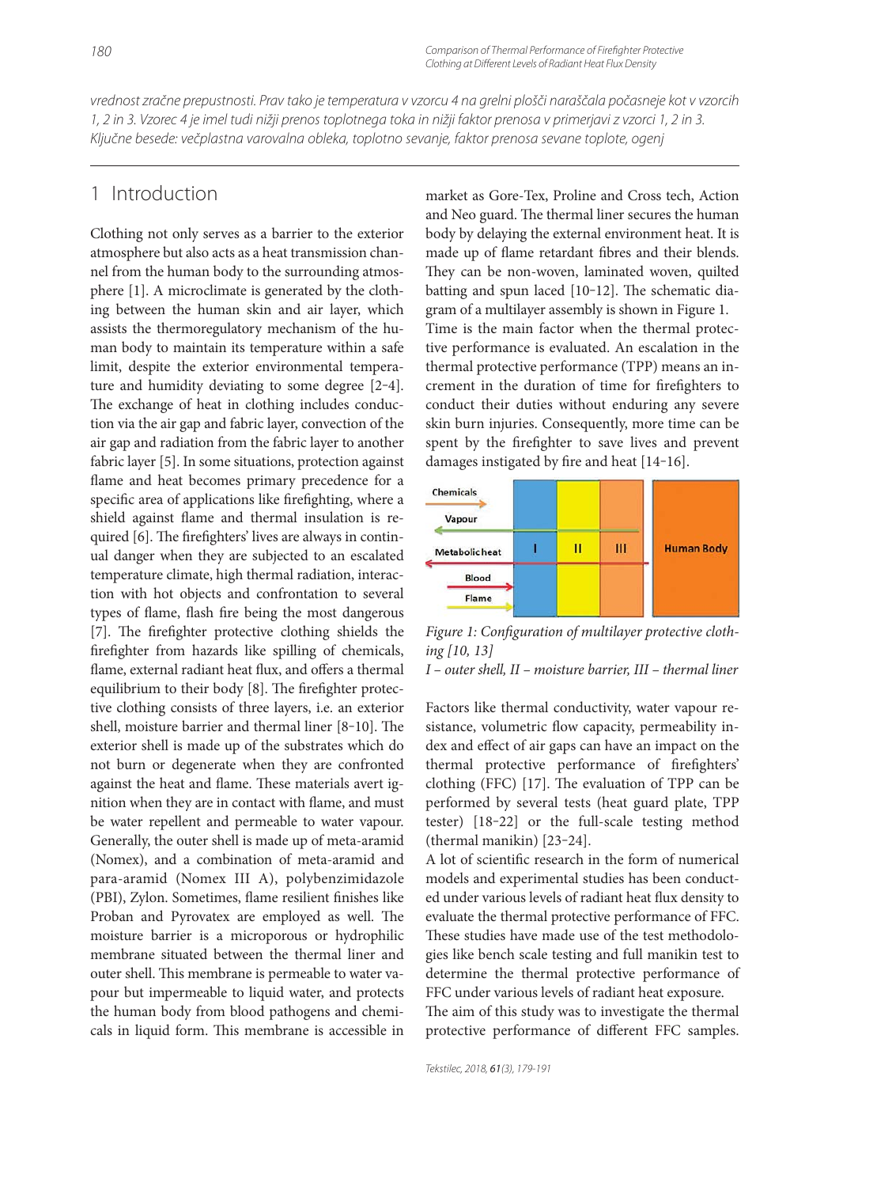vrednost zračne prepustnosti. Prav tako je temperatura v vzorcu 4 na grelni plošči naraščala počasneje kot v vzorcih 1, 2 in 3. Vzorec 4 je imel tudi nižji prenos toplotnega toka in nižji faktor prenosa v primerjavi z vzorci 1, 2 in 3.
*Ključne besede: večplastna varovalna obleka, toplotno sevanje, faktor prenosa sevane toplote, ogenj*

## 1 Introduction

Clothing not only serves as a barrier to the exterior atmosphere but also acts as a heat transmission channel from the human body to the surrounding atmosphere [1]. A microclimate is generated by the clothing between the human skin and air layer, which assists the thermoregulatory mechanism of the human body to maintain its temperature within a safe limit, despite the exterior environmental temperature and humidity deviating to some degree [2–4]. The exchange of heat in clothing includes conduction via the air gap and fabric layer, convection of the air gap and radiation from the fabric layer to another fabric layer [5]. In some situations, protection against flame and heat becomes primary precedence for a specific area of applications like firefighting, where a shield against flame and thermal insulation is required [6]. The firefighters' lives are always in continual danger when they are subjected to an escalated temperature climate, high thermal radiation, interaction with hot objects and confrontation to several types of flame, flash fire being the most dangerous [7]. The firefighter protective clothing shields the firefighter from hazards like spilling of chemicals, flame, external radiant heat flux, and offers a thermal equilibrium to their body [8]. The firefighter protective clothing consists of three layers, i.e. an exterior shell, moisture barrier and thermal liner [8–10]. The exterior shell is made up of the substrates which do not burn or degenerate when they are confronted against the heat and flame. These materials avert ignition when they are in contact with flame, and must be water repellent and permeable to water vapour. Generally, the outer shell is made up of meta-aramid (Nomex), and a combination of meta-aramid and para-aramid (Nomex III A), polybenzimidazole (PBI), Zylon. Sometimes, flame resilient finishes like Proban and Pyrovatex are employed as well. The moisture barrier is a microporous or hydrophilic membrane situated between the thermal liner and outer shell. This membrane is permeable to water vapour but impermeable to liquid water, and protects the human body from blood pathogens and chemicals in liquid form. This membrane is accessible in market as Gore-Tex, Proline and Cross tech, Action and Neo guard. The thermal liner secures the human body by delaying the external environment heat. It is made up of flame retardant fibres and their blends. They can be non-woven, laminated woven, quilted batting and spun laced [10–12]. The schematic diagram of a multilayer assembly is shown in Figure 1.

Time is the main factor when the thermal protective performance is evaluated. An escalation in the thermal protective performance (TPP) means an increment in the duration of time for firefighters to conduct their duties without enduring any severe skin burn injuries. Consequently, more time can be spent by the firefighter to save lives and prevent damages instigated by fire and heat [14–16].

*Figure 1: Configuration of multilayer protective clothing [10, 13]*
*I – outer shell, II – moisture barrier, III – thermal liner*

Factors like thermal conductivity, water vapour resistance, volumetric flow capacity, permeability index and effect of air gaps can have an impact on the thermal protective performance of firefighters' clothing (FFC) [17]. The evaluation of TPP can be performed by several tests (heat guard plate, TPP tester) [18–22] or the full-scale testing method (thermal manikin) [23–24].

A lot of scientific research in the form of numerical models and experimental studies has been conducted under various levels of radiant heat flux density to evaluate the thermal protective performance of FFC. These studies have made use of the test methodologies like bench scale testing and full manikin test to determine the thermal protective performance of FFC under various levels of radiant heat exposure.

The aim of this study was to investigate the thermal protective performance of different FFC samples.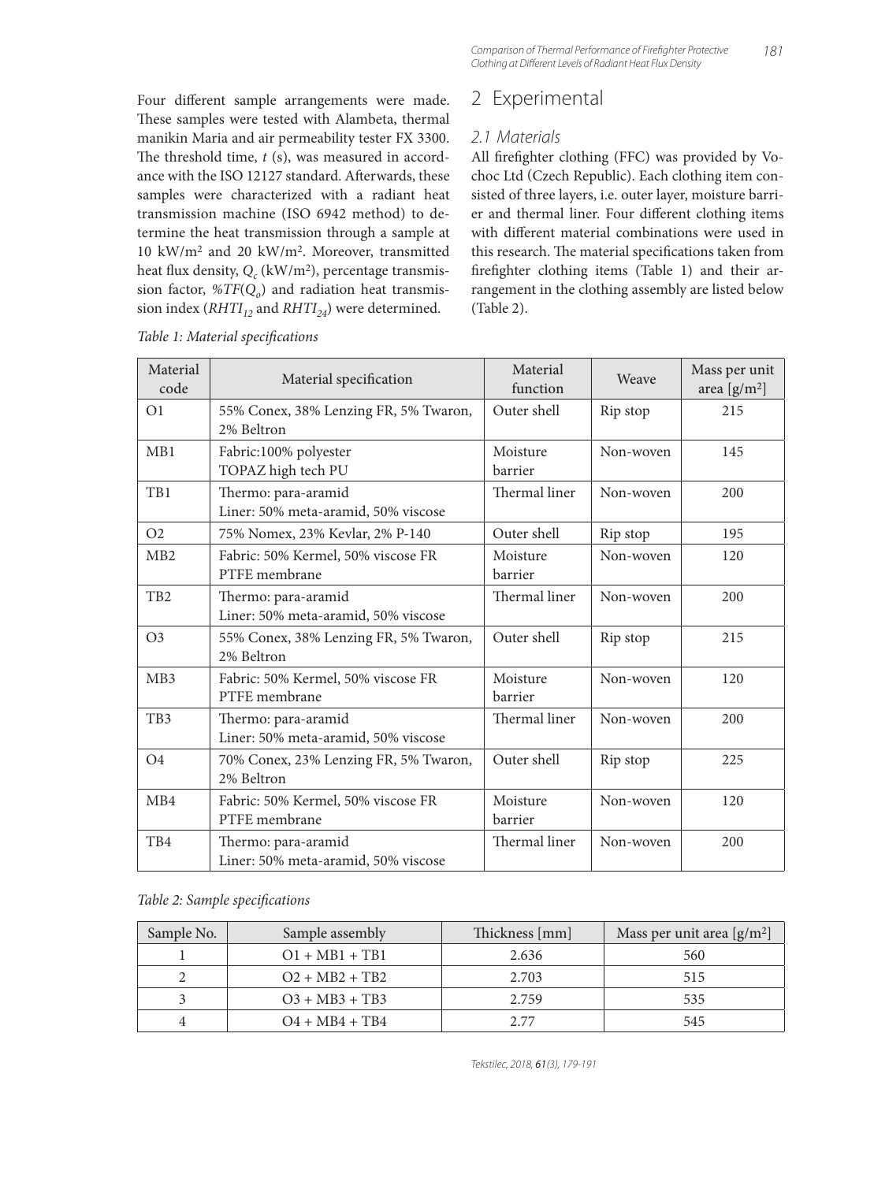Four different sample arrangements were made. These samples were tested with Alambeta, thermal manikin Maria and air permeability tester FX 3300. The threshold time, $t$ (s), was measured in accordance with the ISO 12127 standard. Afterwards, these samples were characterized with a radiant heat transmission machine (ISO 6942 method) to determine the heat transmission through a sample at 10 kW/m$^2$ and 20 kW/m$^2$. Moreover, transmitted heat flux density, $Q_c$ (kW/m$^2$), percentage transmission factor, $\%TF(Q_o)$ and radiation heat transmission index ($RHTI_{12}$ and $RHTI_{24}$) were determined.

## 2 Experimental

### 2.1 Materials

All firefighter clothing (FFC) was provided by Vochoc Ltd (Czech Republic). Each clothing item consisted of three layers, i.e. outer layer, moisture barrier and thermal liner. Four different clothing items with different material combinations were used in this research. The material specifications taken from firefighter clothing items (Table 1) and their arrangement in the clothing assembly are listed below (Table 2).

*Table 1: Material specifications*

| Material code | Material specification | Material function | Weave | Mass per unit area [g/m$^2$] |
|---|---|---|---|---|
| O1 | 55% Conex, 38% Lenzing FR, 5% Twaron, 2% Beltron | Outer shell | Rip stop | 215 |
| MB1 | Fabric:100% polyester TOPAZ high tech PU | Moisture barrier | Non-woven | 145 |
| TB1 | Thermo: para-aramid Liner: 50% meta-aramid, 50% viscose | Thermal liner | Non-woven | 200 |
| O2 | 75% Nomex, 23% Kevlar, 2% P-140 | Outer shell | Rip stop | 195 |
| MB2 | Fabric: 50% Kermel, 50% viscose FR PTFE membrane | Moisture barrier | Non-woven | 120 |
| TB2 | Thermo: para-aramid Liner: 50% meta-aramid, 50% viscose | Thermal liner | Non-woven | 200 |
| O3 | 55% Conex, 38% Lenzing FR, 5% Twaron, 2% Beltron | Outer shell | Rip stop | 215 |
| MB3 | Fabric: 50% Kermel, 50% viscose FR PTFE membrane | Moisture barrier | Non-woven | 120 |
| TB3 | Thermo: para-aramid Liner: 50% meta-aramid, 50% viscose | Thermal liner | Non-woven | 200 |
| O4 | 70% Conex, 23% Lenzing FR, 5% Twaron, 2% Beltron | Outer shell | Rip stop | 225 |
| MB4 | Fabric: 50% Kermel, 50% viscose FR PTFE membrane | Moisture barrier | Non-woven | 120 |
| TB4 | Thermo: para-aramid Liner: 50% meta-aramid, 50% viscose | Thermal liner | Non-woven | 200 |

*Table 2: Sample specifications*

| Sample No. | Sample assembly | Thickness [mm] | Mass per unit area [g/m$^2$] |
|---|---|---|---|
| 1 | O1 + MB1 + TB1 | 2.636 | 560 |
| 2 | O2 + MB2 + TB2 | 2.703 | 515 |
| 3 | O3 + MB3 + TB3 | 2.759 | 535 |
| 4 | O4 + MB4 + TB4 | 2.77 | 545 |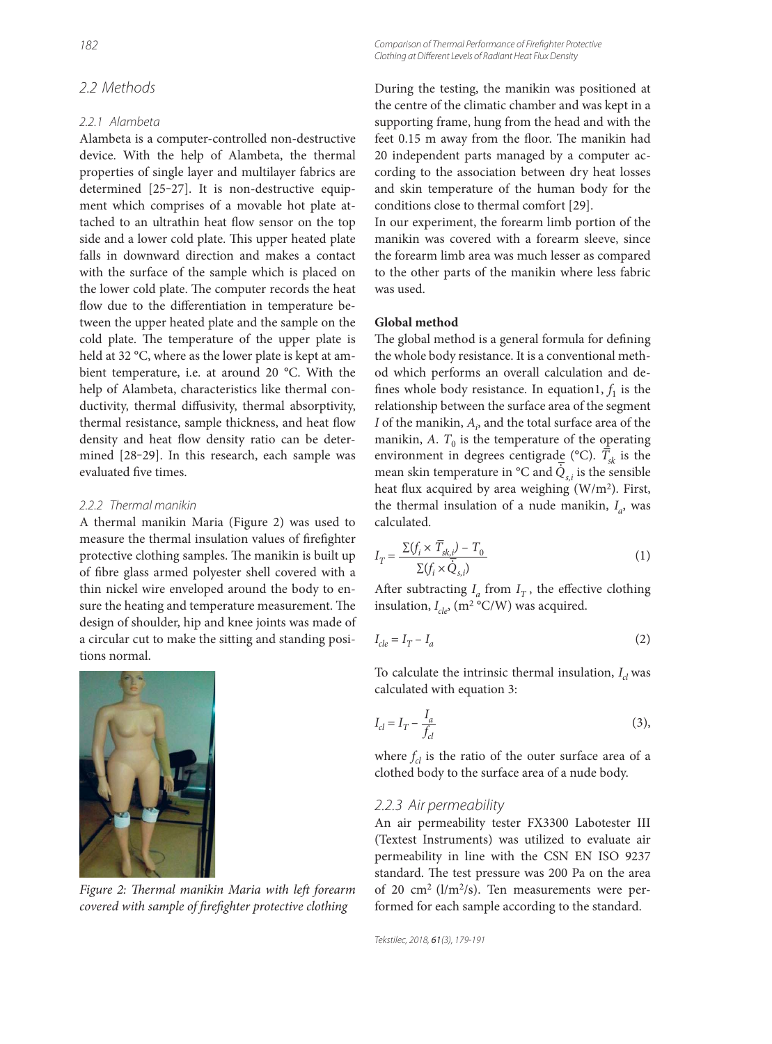## 2.2 Methods

### 2.2.1 Alambeta

Alambeta is a computer-controlled non-destructive device. With the help of Alambeta, the thermal properties of single layer and multilayer fabrics are determined [25–27]. It is non-destructive equipment which comprises of a movable hot plate attached to an ultrathin heat flow sensor on the top side and a lower cold plate. This upper heated plate falls in downward direction and makes a contact with the surface of the sample which is placed on the lower cold plate. The computer records the heat flow due to the differentiation in temperature between the upper heated plate and the sample on the cold plate. The temperature of the upper plate is held at 32 °C, where as the lower plate is kept at ambient temperature, i.e. at around 20 °C. With the help of Alambeta, characteristics like thermal conductivity, thermal diffusivity, thermal absorptivity, thermal resistance, sample thickness, and heat flow density and heat flow density ratio can be determined [28–29]. In this research, each sample was evaluated five times.

### 2.2.2 Thermal manikin

A thermal manikin Maria (Figure 2) was used to measure the thermal insulation values of firefighter protective clothing samples. The manikin is built up of fibre glass armed polyester shell covered with a thin nickel wire enveloped around the body to ensure the heating and temperature measurement. The design of shoulder, hip and knee joints was made of a circular cut to make the sitting and standing positions normal.

*Figure 2: Thermal manikin Maria with left forearm covered with sample of firefighter protective clothing*

During the testing, the manikin was positioned at the centre of the climatic chamber and was kept in a supporting frame, hung from the head and with the feet 0.15 m away from the floor. The manikin had 20 independent parts managed by a computer according to the association between dry heat losses and skin temperature of the human body for the conditions close to thermal comfort [29].

In our experiment, the forearm limb portion of the manikin was covered with a forearm sleeve, since the forearm limb area was much lesser as compared to the other parts of the manikin where less fabric was used.

**Global method**

The global method is a general formula for defining the whole body resistance. It is a conventional method which performs an overall calculation and defines whole body resistance. In equation1, $f_1$ is the relationship between the surface area of the segment $I$ of the manikin, $A_i$, and the total surface area of the manikin, $A$. $T_0$ is the temperature of the operating environment in degrees centigrade (°C). $\bar{T}_{sk}$ is the mean skin temperature in °C and $\bar{Q}_{s,i}$ is the sensible heat flux acquired by area weighing (W/m²). First, the thermal insulation of a nude manikin, $I_a$, was calculated.

$$I_T = \frac{\Sigma(f_i \times \bar{T}_{sk,i}) - T_0}{\Sigma(f_i \times \bar{Q}_{s,i})} \tag{1}$$

After subtracting $I_a$ from $I_T$, the effective clothing insulation, $I_{cle}$, (m² °C/W) was acquired.

$$I_{cle} = I_T - I_a \tag{2}$$

To calculate the intrinsic thermal insulation, $I_{cl}$ was calculated with equation 3:

$$I_{cl} = I_T - \frac{I_a}{f_{cl}} \tag{3}$$

where $f_{cl}$ is the ratio of the outer surface area of a clothed body to the surface area of a nude body.

### 2.2.3 Air permeability

An air permeability tester FX3300 Labotester III (Textest Instruments) was utilized to evaluate air permeability in line with the CSN EN ISO 9237 standard. The test pressure was 200 Pa on the area of 20 cm² (l/m²/s). Ten measurements were performed for each sample according to the standard.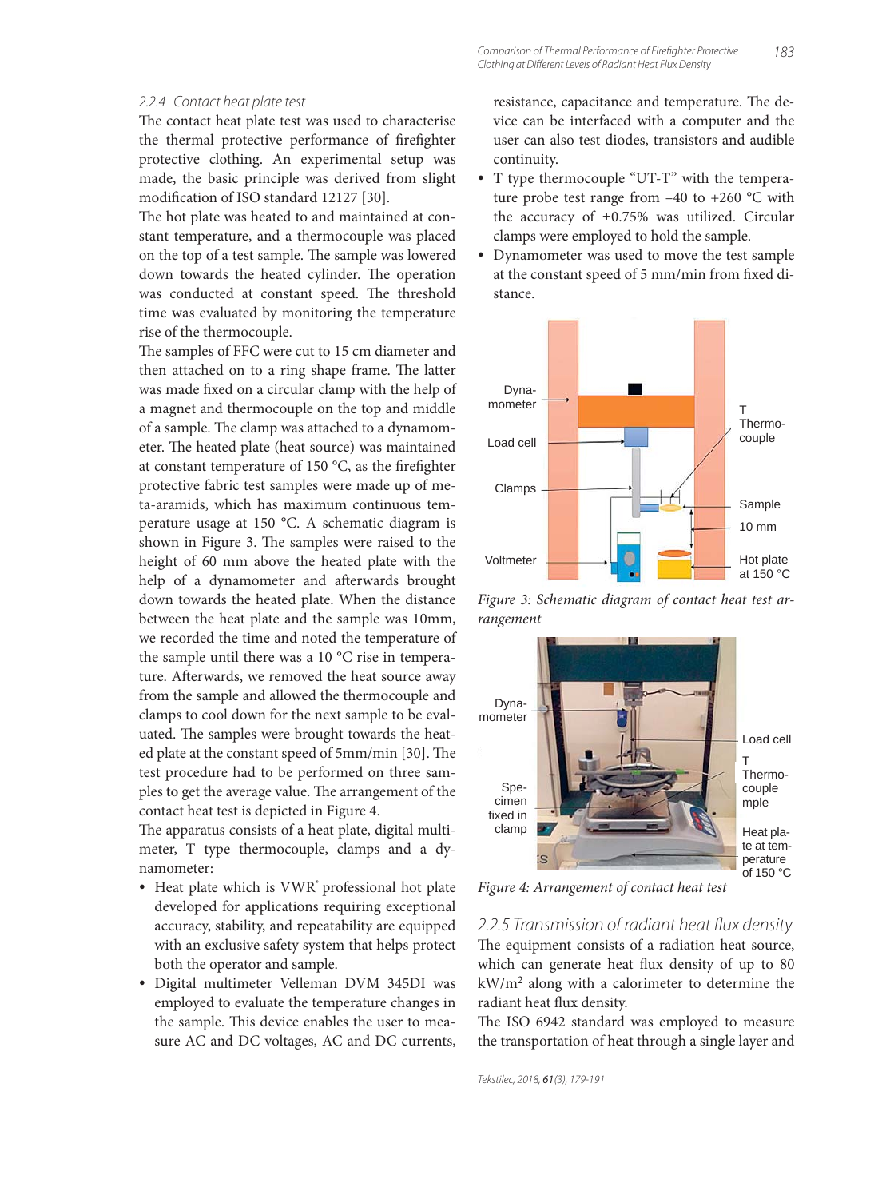### 2.2.4 Contact heat plate test

The contact heat plate test was used to characterise the thermal protective performance of firefighter protective clothing. An experimental setup was made, the basic principle was derived from slight modification of ISO standard 12127 [30].

The hot plate was heated to and maintained at constant temperature, and a thermocouple was placed on the top of a test sample. The sample was lowered down towards the heated cylinder. The operation was conducted at constant speed. The threshold time was evaluated by monitoring the temperature rise of the thermocouple.

The samples of FFC were cut to 15 cm diameter and then attached on to a ring shape frame. The latter was made fixed on a circular clamp with the help of a magnet and thermocouple on the top and middle of a sample. The clamp was attached to a dynamometer. The heated plate (heat source) was maintained at constant temperature of 150 °C, as the firefighter protective fabric test samples were made up of meta-aramids, which has maximum continuous temperature usage at 150 °C. A schematic diagram is shown in Figure 3. The samples were raised to the height of 60 mm above the heated plate with the help of a dynamometer and afterwards brought down towards the heated plate. When the distance between the heat plate and the sample was 10mm, we recorded the time and noted the temperature of the sample until there was a 10 °C rise in temperature. Afterwards, we removed the heat source away from the sample and allowed the thermocouple and clamps to cool down for the next sample to be evaluated. The samples were brought towards the heated plate at the constant speed of 5mm/min [30]. The test procedure had to be performed on three samples to get the average value. The arrangement of the contact heat test is depicted in Figure 4.

The apparatus consists of a heat plate, digital multimeter, T type thermocouple, clamps and a dynamometer:

- Heat plate which is VWR® professional hot plate developed for applications requiring exceptional accuracy, stability, and repeatability are equipped with an exclusive safety system that helps protect both the operator and sample.
- Digital multimeter Velleman DVM 345DI was employed to evaluate the temperature changes in the sample. This device enables the user to measure AC and DC voltages, AC and DC currents, resistance, capacitance and temperature. The device can be interfaced with a computer and the user can also test diodes, transistors and audible continuity.
- T type thermocouple "UT-T" with the temperature probe test range from –40 to +260 °C with the accuracy of ±0.75% was utilized. Circular clamps were employed to hold the sample.
- Dynamometer was used to move the test sample at the constant speed of 5 mm/min from fixed distance.

*Figure 3: Schematic diagram of contact heat test arrangement*

*Figure 4: Arrangement of contact heat test*

### 2.2.5 Transmission of radiant heat flux density

The equipment consists of a radiation heat source, which can generate heat flux density of up to 80 kW/m$^2$ along with a calorimeter to determine the radiant heat flux density.

The ISO 6942 standard was employed to measure the transportation of heat through a single layer and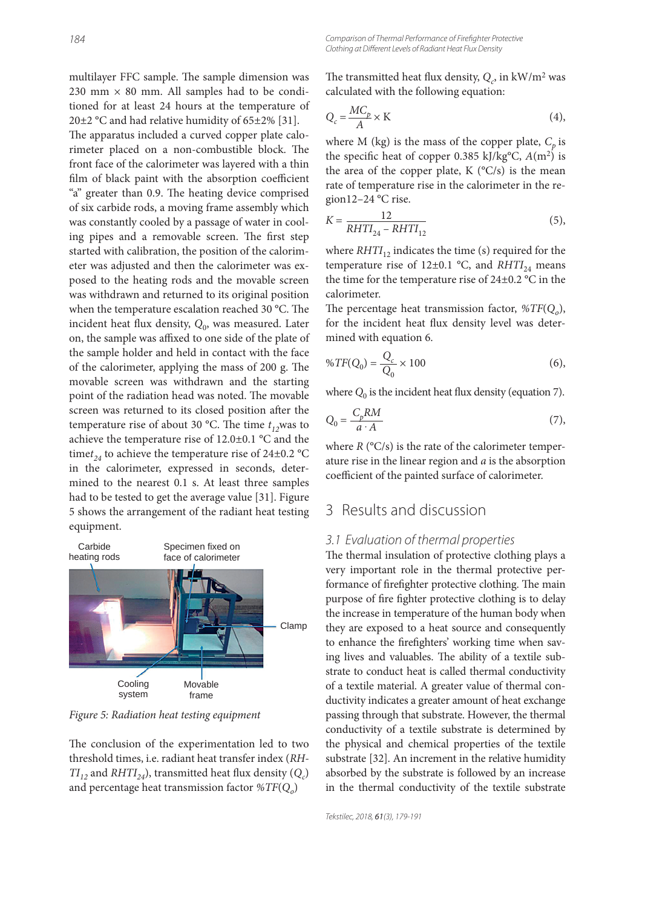multilayer FFC sample. The sample dimension was 230 mm × 80 mm. All samples had to be conditioned for at least 24 hours at the temperature of 20±2 °C and had relative humidity of 65±2% [31]. The apparatus included a curved copper plate calorimeter placed on a non-combustible block. The front face of the calorimeter was layered with a thin film of black paint with the absorption coefficient "a" greater than 0.9. The heating device comprised of six carbide rods, a moving frame assembly which was constantly cooled by a passage of water in cooling pipes and a removable screen. The first step started with calibration, the position of the calorimeter was adjusted and then the calorimeter was exposed to the heating rods and the movable screen was withdrawn and returned to its original position when the temperature escalation reached 30 °C. The incident heat flux density, $Q_0$, was measured. Later on, the sample was affixed to one side of the plate of the sample holder and held in contact with the face of the calorimeter, applying the mass of 200 g. The movable screen was withdrawn and the starting point of the radiation head was noted. The movable screen was returned to its closed position after the temperature rise of about 30 °C. The time $t_{12}$was to achieve the temperature rise of 12.0±0.1 °C and the time$t_{24}$ to achieve the temperature rise of 24±0.2 °C in the calorimeter, expressed in seconds, determined to the nearest 0.1 s. At least three samples had to be tested to get the average value [31]. Figure 5 shows the arrangement of the radiant heat testing equipment.

Carbide heating rods | Specimen fixed on face of calorimeter | Clamp | Cooling system | Movable frame

*Figure 5: Radiation heat testing equipment*

The conclusion of the experimentation led to two threshold times, i.e. radiant heat transfer index ($RHTI_{12}$ and $RHTI_{24}$), transmitted heat flux density ($Q_c$) and percentage heat transmission factor $\%TF(Q_o)$

The transmitted heat flux density, $Q_c$, in kW/m² was calculated with the following equation:

$$Q_c = \frac{MC_p}{A} \times \mathrm{K} \tag{4}$$

where M (kg) is the mass of the copper plate, $C_p$ is the specific heat of copper 0.385 kJ/kg°C, $A$(m²) is the area of the copper plate, K (°C/s) is the mean rate of temperature rise in the calorimeter in the region12–24 °C rise.

$$K = \frac{12}{RHTI_{24} - RHTI_{12}} \tag{5}$$

where $RHTI_{12}$ indicates the time (s) required for the temperature rise of 12±0.1 °C, and $RHTI_{24}$ means the time for the temperature rise of 24±0.2 °C in the calorimeter.

The percentage heat transmission factor, $\%TF(Q_o)$, for the incident heat flux density level was determined with equation 6.

$$\%TF(Q_0) = \frac{Q_c}{Q_0} \times 100 \tag{6}$$

where $Q_0$ is the incident heat flux density (equation 7).

$$Q_0 = \frac{C_p RM}{a \cdot A} \tag{7}$$

where $R$ (°C/s) is the rate of the calorimeter temperature rise in the linear region and $a$ is the absorption coefficient of the painted surface of calorimeter.

## 3 Results and discussion

### 3.1 Evaluation of thermal properties

The thermal insulation of protective clothing plays a very important role in the thermal protective performance of firefighter protective clothing. The main purpose of fire fighter protective clothing is to delay the increase in temperature of the human body when they are exposed to a heat source and consequently to enhance the firefighters' working time when saving lives and valuables. The ability of a textile substrate to conduct heat is called thermal conductivity of a textile material. A greater value of thermal conductivity indicates a greater amount of heat exchange passing through that substrate. However, the thermal conductivity of a textile substrate is determined by the physical and chemical properties of the textile substrate [32]. An increment in the relative humidity absorbed by the substrate is followed by an increase in the thermal conductivity of the textile substrate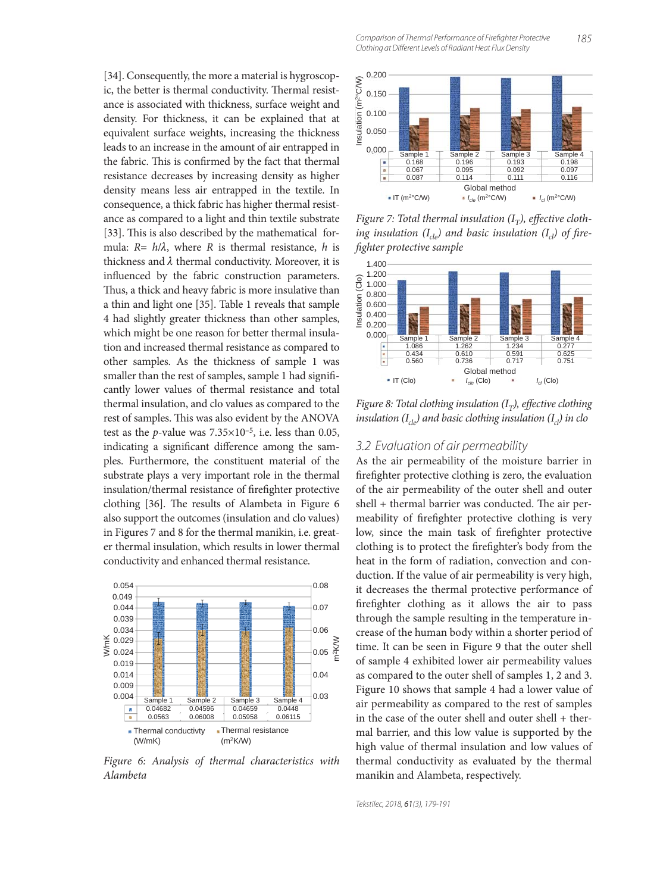[34]. Consequently, the more a material is hygroscopic, the better is thermal conductivity. Thermal resistance is associated with thickness, surface weight and density. For thickness, it can be explained that at equivalent surface weights, increasing the thickness leads to an increase in the amount of air entrapped in the fabric. This is confirmed by the fact that thermal resistance decreases by increasing density as higher density means less air entrapped in the textile. In consequence, a thick fabric has higher thermal resistance as compared to a light and thin textile substrate [33]. This is also described by the mathematical formula: $R = h/\lambda$, where $R$ is thermal resistance, $h$ is thickness and $\lambda$ thermal conductivity. Moreover, it is influenced by the fabric construction parameters. Thus, a thick and heavy fabric is more insulative than a thin and light one [35]. Table 1 reveals that sample 4 had slightly greater thickness than other samples, which might be one reason for better thermal insulation and increased thermal resistance as compared to other samples. As the thickness of sample 1 was smaller than the rest of samples, sample 1 had significantly lower values of thermal resistance and total thermal insulation, and clo values as compared to the rest of samples. This was also evident by the ANOVA test as the $p$-value was $7.35 \times 10^{-5}$, i.e. less than 0.05, indicating a significant difference among the samples. Furthermore, the constituent material of the substrate plays a very important role in the thermal insulation/thermal resistance of firefighter protective clothing [36]. The results of Alambeta in Figure 6 also support the outcomes (insulation and clo values) in Figures 7 and 8 for the thermal manikin, i.e. greater thermal insulation, which results in lower thermal conductivity and enhanced thermal resistance.

| | Sample 1 | Sample 2 | Sample 3 | Sample 4 |
|---|---|---|---|---|
| Thermal conductivty (W/mK) | 0.04682 | 0.04596 | 0.04659 | 0.0448 |
| Thermal resistance ($m^2K/W$) | 0.0563 | 0.06008 | 0.05958 | 0.06115 |

*Figure 6: Analysis of thermal characteristics with Alambeta*

| Global method | Sample 1 | Sample 2 | Sample 3 | Sample 4 |
|---|---|---|---|---|
| IT ($m^2$°C/W) | 0.168 | 0.196 | 0.193 | 0.198 |
| $I_{cle}$ ($m^2$°C/W) | 0.067 | 0.095 | 0.092 | 0.097 |
| $I_{cl}$ ($m^2$°C/W) | 0.087 | 0.114 | 0.111 | 0.116 |

*Figure 7: Total thermal insulation ($I_T$), effective clothing insulation ($I_{cle}$) and basic insulation ($I_{cl}$) of firefighter protective sample*

| Global method | Sample 1 | Sample 2 | Sample 3 | Sample 4 |
|---|---|---|---|---|
| IT (Clo) | 1.086 | 1.262 | 1.234 | 0.277 |
| $I_{cle}$ (Clo) | 0.434 | 0.610 | 0.591 | 0.625 |
| $I_{cl}$ (Clo) | 0.560 | 0.736 | 0.717 | 0.751 |

*Figure 8: Total clothing insulation ($I_T$), effective clothing insulation ($I_{cle}$) and basic clothing insulation ($I_{cl}$) in clo*

### 3.2 Evaluation of air permeability

As the air permeability of the moisture barrier in firefighter protective clothing is zero, the evaluation of the air permeability of the outer shell and outer shell + thermal barrier was conducted. The air permeability of firefighter protective clothing is very low, since the main task of firefighter protective clothing is to protect the firefighter's body from the heat in the form of radiation, convection and conduction. If the value of air permeability is very high, it decreases the thermal protective performance of firefighter clothing as it allows the air to pass through the sample resulting in the temperature increase of the human body within a shorter period of time. It can be seen in Figure 9 that the outer shell of sample 4 exhibited lower air permeability values as compared to the outer shell of samples 1, 2 and 3. Figure 10 shows that sample 4 had a lower value of air permeability as compared to the rest of samples in the case of the outer shell and outer shell + thermal barrier, and this low value is supported by the high value of thermal insulation and low values of thermal conductivity as evaluated by the thermal manikin and Alambeta, respectively.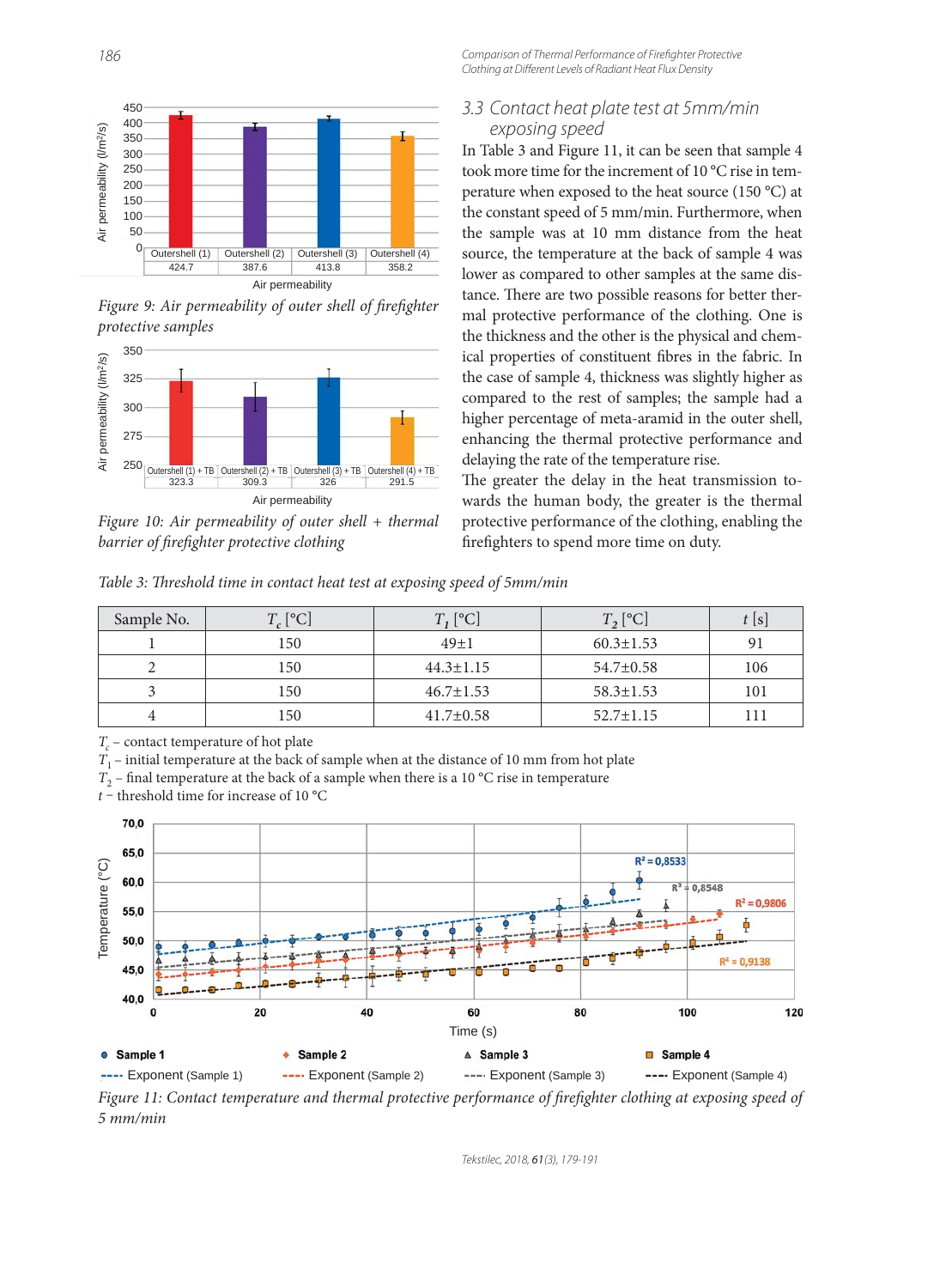Figure 9: Air permeability of outer shell of firefighter protective samples

Figure 10: Air permeability of outer shell + thermal barrier of firefighter protective clothing

### 3.3 Contact heat plate test at 5mm/min exposing speed

In Table 3 and Figure 11, it can be seen that sample 4 took more time for the increment of 10 °C rise in temperature when exposed to the heat source (150 °C) at the constant speed of 5 mm/min. Furthermore, when the sample was at 10 mm distance from the heat source, the temperature at the back of sample 4 was lower as compared to other samples at the same distance. There are two possible reasons for better thermal protective performance of the clothing. One is the thickness and the other is the physical and chemical properties of constituent fibres in the fabric. In the case of sample 4, thickness was slightly higher as compared to the rest of samples; the sample had a higher percentage of meta-aramid in the outer shell, enhancing the thermal protective performance and delaying the rate of the temperature rise.

The greater the delay in the heat transmission towards the human body, the greater is the thermal protective performance of the clothing, enabling the firefighters to spend more time on duty.

Table 3: Threshold time in contact heat test at exposing speed of 5mm/min

| Sample No. | $T_c$ [°C] | $T_1$ [°C] | $T_2$ [°C] | $t$ [s] |
|---|---|---|---|---|
| 1 | 150 | 49±1 | 60.3±1.53 | 91 |
| 2 | 150 | 44.3±1.15 | 54.7±0.58 | 106 |
| 3 | 150 | 46.7±1.53 | 58.3±1.53 | 101 |
| 4 | 150 | 41.7±0.58 | 52.7±1.15 | 111 |

$T_c$ – contact temperature of hot plate
$T_1$ – initial temperature at the back of sample when at the distance of 10 mm from hot plate
$T_2$ – final temperature at the back of a sample when there is a 10 °C rise in temperature
$t$ – threshold time for increase of 10 °C

Figure 11: Contact temperature and thermal protective performance of firefighter clothing at exposing speed of 5 mm/min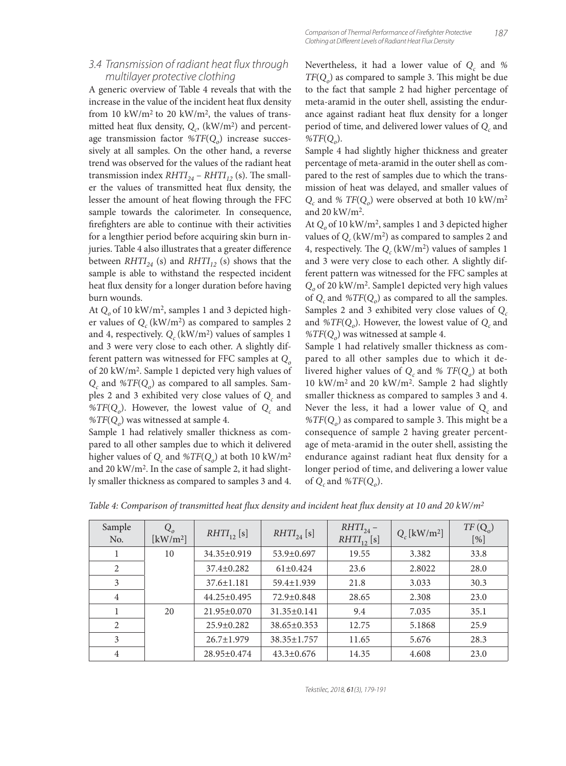### 3.4 Transmission of radiant heat flux through multilayer protective clothing

A generic overview of Table 4 reveals that with the increase in the value of the incident heat flux density from 10 kW/m² to 20 kW/m², the values of transmitted heat flux density, $Q_c$, (kW/m²) and percentage transmission factor $\%TF(Q_o)$ increase successively at all samples. On the other hand, a reverse trend was observed for the values of the radiant heat transmission index $RHTI_{24} – RHTI_{12}$ (s). The smaller the values of transmitted heat flux density, the lesser the amount of heat flowing through the FFC sample towards the calorimeter. In consequence, firefighters are able to continue with their activities for a lengthier period before acquiring skin burn injuries. Table 4 also illustrates that a greater difference between $RHTI_{24}$ (s) and $RHTI_{12}$ (s) shows that the sample is able to withstand the respected incident heat flux density for a longer duration before having burn wounds.

At $Q_o$ of 10 kW/m², samples 1 and 3 depicted higher values of $Q_c$ (kW/m²) as compared to samples 2 and 4, respectively. $Q_c$ (kW/m²) values of samples 1 and 3 were very close to each other. A slightly different pattern was witnessed for FFC samples at $Q_o$ of 20 kW/m². Sample 1 depicted very high values of $Q_c$ and $\%TF(Q_o)$ as compared to all samples. Samples 2 and 3 exhibited very close values of $Q_c$ and $\%TF(Q_o)$. However, the lowest value of $Q_c$ and $\%TF(Q_o)$ was witnessed at sample 4.

Sample 1 had relatively smaller thickness as compared to all other samples due to which it delivered higher values of $Q_c$ and $\%TF(Q_o)$ at both 10 kW/m² and 20 kW/m². In the case of sample 2, it had slightly smaller thickness as compared to samples 3 and 4. Nevertheless, it had a lower value of $Q_c$ and $\%TF(Q_o)$ as compared to sample 3. This might be due to the fact that sample 2 had higher percentage of meta-aramid in the outer shell, assisting the endurance against radiant heat flux density for a longer period of time, and delivered lower values of $Q_c$ and $\%TF(Q_o)$.

Sample 4 had slightly higher thickness and greater percentage of meta-aramid in the outer shell as compared to the rest of samples due to which the transmission of heat was delayed, and smaller values of $Q_c$ and $\% TF(Q_o)$ were observed at both 10 kW/m² and 20 kW/m².

At $Q_o$ of 10 kW/m², samples 1 and 3 depicted higher values of $Q_c$ (kW/m²) as compared to samples 2 and 4, respectively. The $Q_c$ (kW/m²) values of samples 1 and 3 were very close to each other. A slightly different pattern was witnessed for the FFC samples at $Q_o$ of 20 kW/m². Sample1 depicted very high values of $Q_c$ and $\%TF(Q_o)$ as compared to all the samples. Samples 2 and 3 exhibited very close values of $Q_c$ and $\%TF(Q_o)$. However, the lowest value of $Q_c$ and $\%TF(Q_o)$ was witnessed at sample 4.

Sample 1 had relatively smaller thickness as compared to all other samples due to which it delivered higher values of $Q_c$ and $\% TF(Q_o)$ at both 10 kW/m² and 20 kW/m². Sample 2 had slightly smaller thickness as compared to samples 3 and 4. Never the less, it had a lower value of $Q_c$ and $\%TF(Q_o)$ as compared to sample 3. This might be a consequence of sample 2 having greater percentage of meta-aramid in the outer shell, assisting the endurance against radiant heat flux density for a longer period of time, and delivering a lower value of $Q_c$ and $\%TF(Q_o)$.

*Table 4: Comparison of transmitted heat flux density and incident heat flux density at 10 and 20 kW/m²*

| Sample No. | $Q_o$ [kW/m²] | $RHTI_{12}$ [s] | $RHTI_{24}$ [s] | $RHTI_{24} – RHTI_{12}$ [s] | $Q_c$ [kW/m²] | $TF(Q_o)$ [%] |
|---|---|---|---|---|---|---|
| 1 | 10 | 34.35±0.919 | 53.9±0.697 | 19.55 | 3.382 | 33.8 |
| 2 | | 37.4±0.282 | 61±0.424 | 23.6 | 2.8022 | 28.0 |
| 3 | | 37.6±1.181 | 59.4±1.939 | 21.8 | 3.033 | 30.3 |
| 4 | | 44.25±0.495 | 72.9±0.848 | 28.65 | 2.308 | 23.0 |
| 1 | 20 | 21.95±0.070 | 31.35±0.141 | 9.4 | 7.035 | 35.1 |
| 2 | | 25.9±0.282 | 38.65±0.353 | 12.75 | 5.1868 | 25.9 |
| 3 | | 26.7±1.979 | 38.35±1.757 | 11.65 | 5.676 | 28.3 |
| 4 | | 28.95±0.474 | 43.3±0.676 | 14.35 | 4.608 | 23.0 |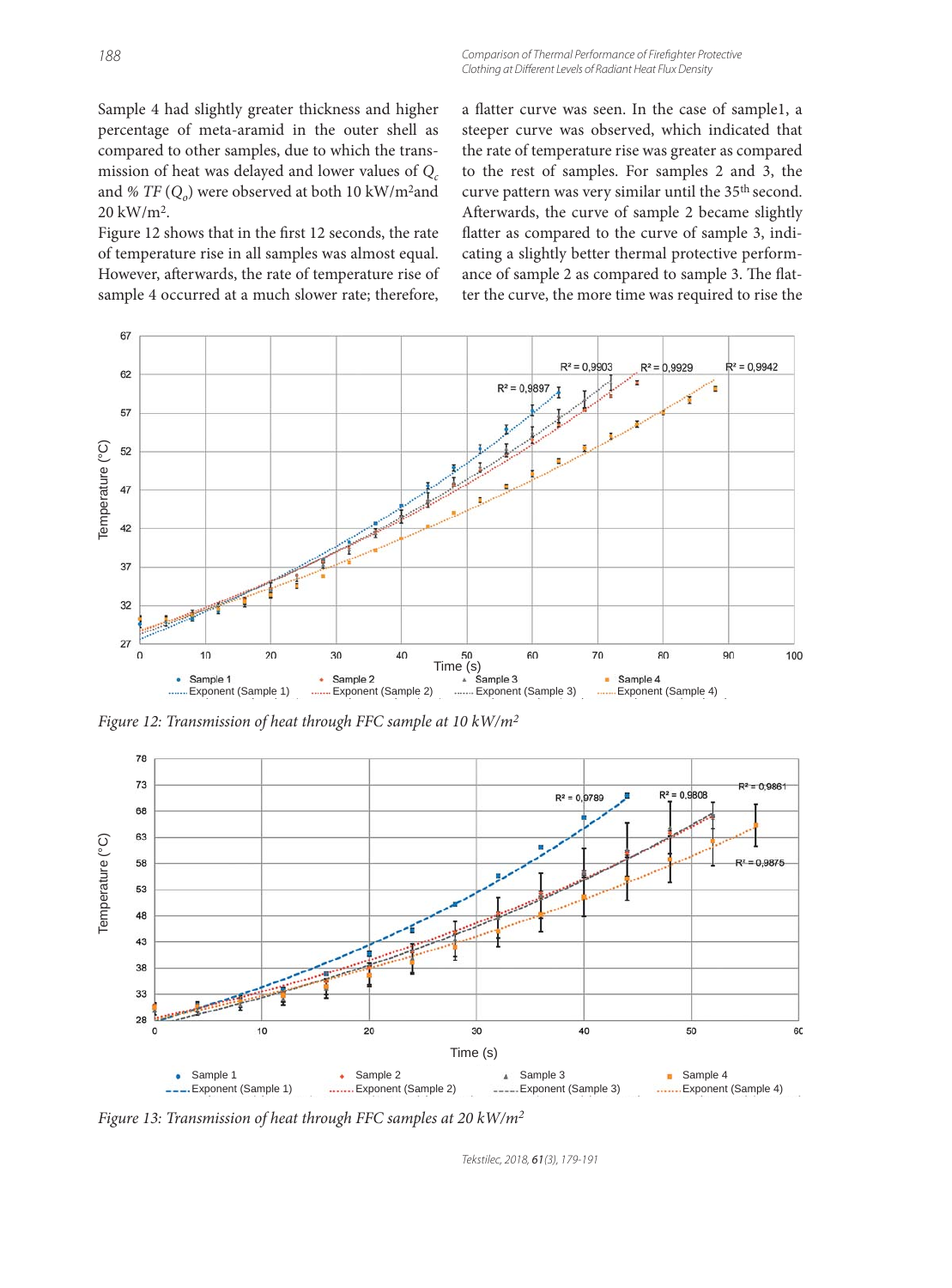Sample 4 had slightly greater thickness and higher percentage of meta-aramid in the outer shell as compared to other samples, due to which the transmission of heat was delayed and lower values of $Q_c$ and % *TF* ($Q_o$) were observed at both 10 kW/m$^2$and 20 kW/m$^2$.

Figure 12 shows that in the first 12 seconds, the rate of temperature rise in all samples was almost equal. However, afterwards, the rate of temperature rise of sample 4 occurred at a much slower rate; therefore, a flatter curve was seen. In the case of sample1, a steeper curve was observed, which indicated that the rate of temperature rise was greater as compared to the rest of samples. For samples 2 and 3, the curve pattern was very similar until the 35$^{th}$ second. Afterwards, the curve of sample 2 became slightly flatter as compared to the curve of sample 3, indicating a slightly better thermal protective performance of sample 2 as compared to sample 3. The flatter the curve, the more time was required to rise the

*Figure 12: Transmission of heat through FFC sample at 10 kW/m$^2$*

*Figure 13: Transmission of heat through FFC samples at 20 kW/m$^2$*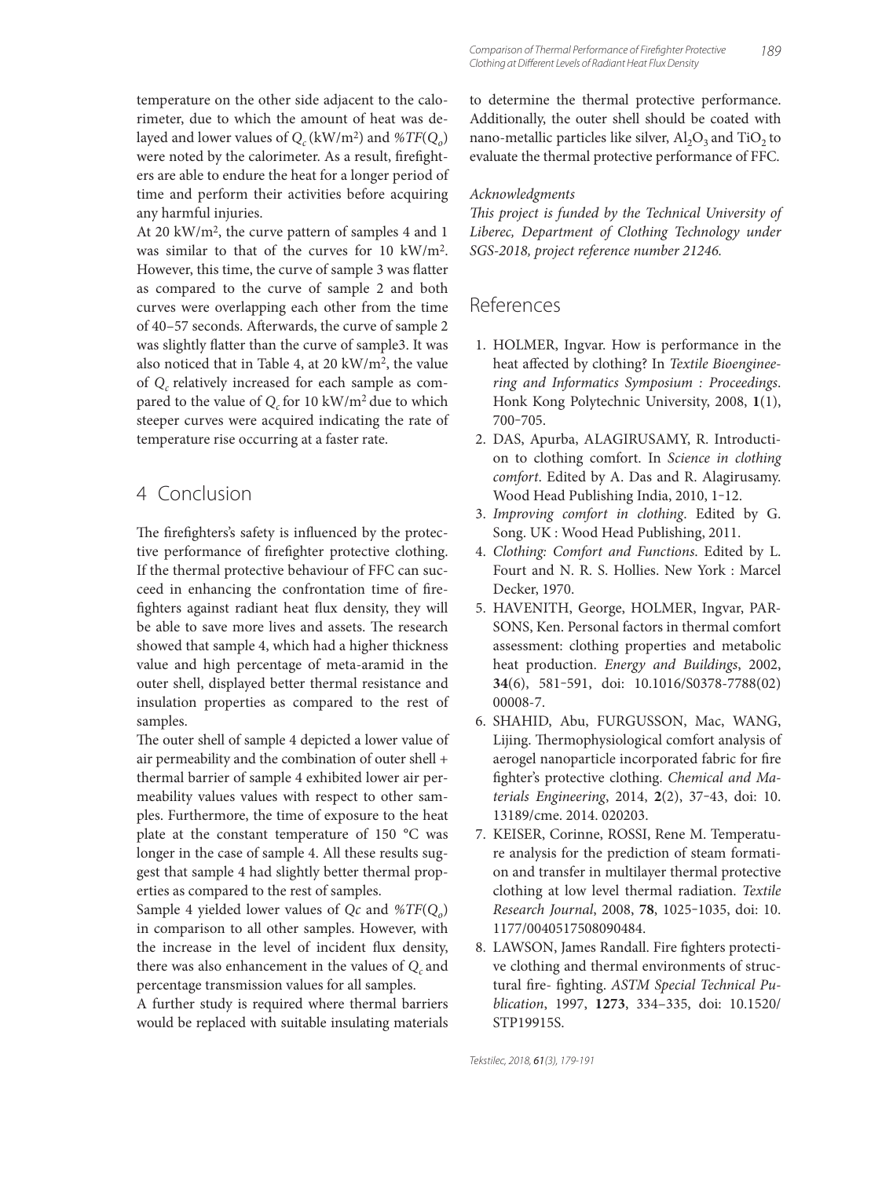temperature on the other side adjacent to the calorimeter, due to which the amount of heat was delayed and lower values of $Q_c$ (kW/m$^2$) and $\%TF(Q_o)$ were noted by the calorimeter. As a result, firefighters are able to endure the heat for a longer period of time and perform their activities before acquiring any harmful injuries.

At 20 kW/m$^2$, the curve pattern of samples 4 and 1 was similar to that of the curves for 10 kW/m$^2$. However, this time, the curve of sample 3 was flatter as compared to the curve of sample 2 and both curves were overlapping each other from the time of 40–57 seconds. Afterwards, the curve of sample 2 was slightly flatter than the curve of sample3. It was also noticed that in Table 4, at 20 kW/m$^2$, the value of $Q_c$ relatively increased for each sample as compared to the value of $Q_c$ for 10 kW/m$^2$ due to which steeper curves were acquired indicating the rate of temperature rise occurring at a faster rate.

## 4 Conclusion

The firefighters's safety is influenced by the protective performance of firefighter protective clothing. If the thermal protective behaviour of FFC can succeed in enhancing the confrontation time of firefighters against radiant heat flux density, they will be able to save more lives and assets. The research showed that sample 4, which had a higher thickness value and high percentage of meta-aramid in the outer shell, displayed better thermal resistance and insulation properties as compared to the rest of samples.

The outer shell of sample 4 depicted a lower value of air permeability and the combination of outer shell + thermal barrier of sample 4 exhibited lower air permeability values values with respect to other samples. Furthermore, the time of exposure to the heat plate at the constant temperature of 150 °C was longer in the case of sample 4. All these results suggest that sample 4 had slightly better thermal properties as compared to the rest of samples.

Sample 4 yielded lower values of $Qc$ and $\%TF(Q_o)$ in comparison to all other samples. However, with the increase in the level of incident flux density, there was also enhancement in the values of $Q_c$ and percentage transmission values for all samples.

A further study is required where thermal barriers would be replaced with suitable insulating materials to determine the thermal protective performance. Additionally, the outer shell should be coated with nano-metallic particles like silver, $Al_2O_3$ and $TiO_2$ to evaluate the thermal protective performance of FFC.

### Acknowledgments

*This project is funded by the Technical University of Liberec, Department of Clothing Technology under SGS-2018, project reference number 21246.*

## References

1. HOLMER, Ingvar. How is performance in the heat affected by clothing? In *Textile Bioengineering and Informatics Symposium : Proceedings*. Honk Kong Polytechnic University, 2008, **1**(1), 700‒705.
2. DAS, Apurba, ALAGIRUSAMY, R. Introduction to clothing comfort. In *Science in clothing comfort*. Edited by A. Das and R. Alagirusamy. Wood Head Publishing India, 2010, 1‒12.
3. *Improving comfort in clothing*. Edited by G. Song. UK : Wood Head Publishing, 2011.
4. *Clothing: Comfort and Functions*. Edited by L. Fourt and N. R. S. Hollies. New York : Marcel Decker, 1970.
5. HAVENITH, George, HOLMER, Ingvar, PARSONS, Ken. Personal factors in thermal comfort assessment: clothing properties and metabolic heat production. *Energy and Buildings*, 2002, **34**(6), 581‒591, doi: 10.1016/S0378-7788(02) 00008-7.
6. SHAHID, Abu, FURGUSSON, Mac, WANG, Lijing. Thermophysiological comfort analysis of aerogel nanoparticle incorporated fabric for fire fighter's protective clothing. *Chemical and Materials Engineering*, 2014, **2**(2), 37‒43, doi: 10. 13189/cme. 2014. 020203.
7. KEISER, Corinne, ROSSI, Rene M. Temperature analysis for the prediction of steam formation and transfer in multilayer thermal protective clothing at low level thermal radiation. *Textile Research Journal*, 2008, **78**, 1025‒1035, doi: 10. 1177/0040517508090484.
8. LAWSON, James Randall. Fire fighters protective clothing and thermal environments of structural fire- fighting. *ASTM Special Technical Publication*, 1997, **1273**, 334–335, doi: 10.1520/ STP19915S.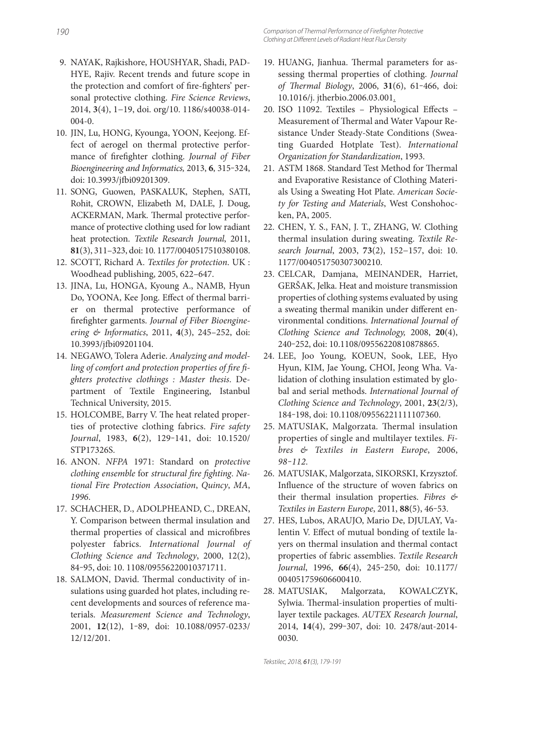9. NAYAK, Rajkishore, HOUSHYAR, Shadi, PADHYE, Rajiv. Recent trends and future scope in the protection and comfort of fire-fighters' personal protective clothing. *Fire Science Reviews*, 2014, **3**(4), 1−19, doi. org/10. 1186/s40038-014-004-0.
10. JIN, Lu, HONG, Kyounga, YOON, Keejong. Effect of aerogel on thermal protective performance of firefighter clothing. *Journal of Fiber Bioengineering and Informatics,* 2013, **6**, 315‑324, doi: 10.3993/jfbi09201309.
11. SONG, Guowen, PASKALUK, Stephen, SATI, Rohit, CROWN, Elizabeth M, DALE, J. Doug, ACKERMAN, Mark. Thermal protective performance of protective clothing used for low radiant heat protection. *Textile Research Journal*, 2011, **81**(3), 311–323, doi: 10. 1177/0040517510380108.
12. SCOTT, Richard A. *Textiles for protection*. UK : Woodhead publishing, 2005, 622–647.
13. JINA, Lu, HONGA, Kyoung A., NAMB, Hyun Do, YOONA, Kee Jong. Effect of thermal barrier on thermal protective performance of firefighter garments. *Journal of Fiber Bioengineering & Informatics*, 2011, **4**(3), 245–252, doi: 10.3993/jfbi09201104.
14. NEGAWO, Tolera Aderie. *Analyzing and modelling of comfort and protection properties of fire fighters protective clothings : Master thesis*. Department of Textile Engineering, Istanbul Technical University, 2015.
15. HOLCOMBE, Barry V. The heat related properties of protective clothing fabrics. *Fire safety Journal*, 1983, **6**(2), 129‑141, doi: 10.1520/ STP17326S.
16. ANON. *NFPA* 1971: Standard on *protective clothing ensemble* for *structural fire fighting*. *National Fire Protection Association*, *Quincy*, *MA*, *1996*.
17. SCHACHER, D., ADOLPHEAND, C., DREAN, Y. Comparison between thermal insulation and thermal properties of classical and microfibres polyester fabrics. *International Journal of Clothing Science and Technology*, 2000, 12(2), 84‑95, doi: 10. 1108/09556220010371711.
18. SALMON, David. Thermal conductivity of insulations using guarded hot plates, including recent developments and sources of reference materials. *Measurement Science and Technology*, 2001, **12**(12), 1‑89, doi: 10.1088/0957-0233/ 12/12/201.
19. HUANG, Jianhua. Thermal parameters for assessing thermal properties of clothing. *Journal of Thermal Biology*, 2006, **31**(6), 61‑466, doi: 10.1016/j. jtherbio.2006.03.001.
20. ISO 11092. Textiles – Physiological Effects – Measurement of Thermal and Water Vapour Resistance Under Steady-State Conditions (Sweating Guarded Hotplate Test). *International Organization for Standardization*, 1993.
21. ASTM 1868. Standard Test Method for Thermal and Evaporative Resistance of Clothing Materials Using a Sweating Hot Plate. *American Society for Testing and Materials*, West Conshohocken, PA, 2005.
22. CHEN, Y. S., FAN, J. T., ZHANG, W. Clothing thermal insulation during sweating. *Textile Research Journal*, 2003, **73**(2), 152–157, doi: 10. 1177/004051750307300210.
23. CELCAR, Damjana, MEINANDER, Harriet, GERŠAK, Jelka. Heat and moisture transmission properties of clothing systems evaluated by using a sweating thermal manikin under different environmental conditions. *International Journal of Clothing Science and Technology,* 2008, **20**(4), 240‑252, doi: 10.1108/09556220810878865.
24. LEE, Joo Young, KOEUN, Sook, LEE, Hyo Hyun, KIM, Jae Young, CHOI, Jeong Wha. Validation of clothing insulation estimated by global and serial methods. *International Journal of Clothing Science and Technology*, 2001, **23**(2/3), 184‑198, doi: 10.1108/09556221111107360.
25. MATUSIAK, Malgorzata. Thermal insulation properties of single and multilayer textiles. *Fibres & Textiles in Eastern Europe*, 2006, *98‑112*.
26. MATUSIAK, Malgorzata, SIKORSKI, Krzysztof. Influence of the structure of woven fabrics on their thermal insulation properties. *Fibres & Textiles in Eastern Europe*, 2011, **88**(5), 46‑53.
27. HES, Lubos, ARAUJO, Mario De, DJULAY, Valentin V. Effect of mutual bonding of textile layers on thermal insulation and thermal contact properties of fabric assemblies. *Textile Research Journal*, 1996, **66**(4), 245‑250, doi: 10.1177/ 004051759606600410.
28. MATUSIAK, Malgorzata, KOWALCZYK, Sylwia. Thermal-insulation properties of multilayer textile packages. *AUTEX Research Journal*, 2014, **14**(4), 299‑307, doi: 10. 2478/aut-2014-0030.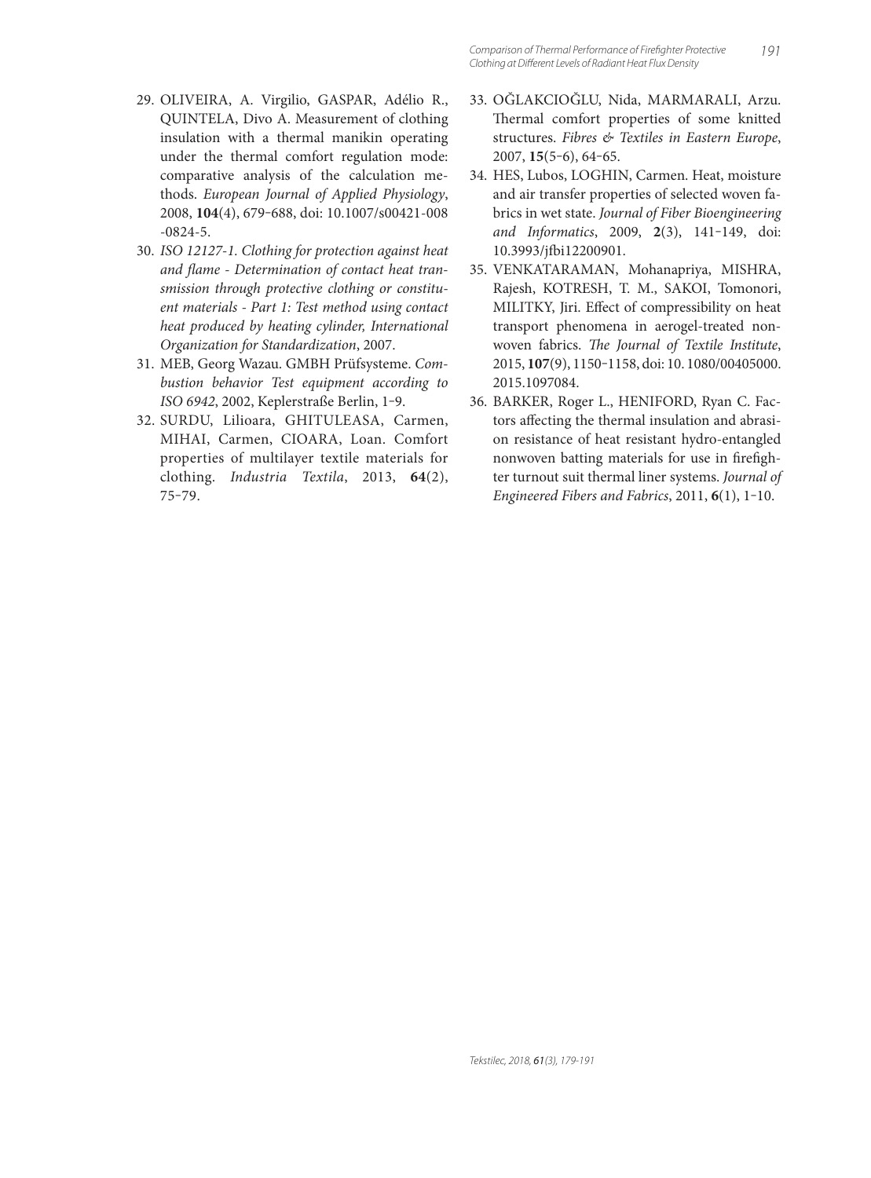29. OLIVEIRA, A. Virgilio, GASPAR, Adélio R., QUINTELA, Divo A. Measurement of clothing insulation with a thermal manikin operating under the thermal comfort regulation mode: comparative analysis of the calculation methods. *European Journal of Applied Physiology*, 2008, **104**(4), 679‒688, doi: 10.1007/s00421-008-0824-5.
30. *ISO 12127-1. Clothing for protection against heat and flame - Determination of contact heat transmission through protective clothing or constituent materials - Part 1: Test method using contact heat produced by heating cylinder, International Organization for Standardization*, 2007.
31. MEB, Georg Wazau. GMBH Prüfsysteme. *Combustion behavior Test equipment according to ISO 6942*, 2002, Keplerstraße Berlin, 1‒9.
32. SURDU, Lilioara, GHITULEASA, Carmen, MIHAI, Carmen, CIOARA, Loan. Comfort properties of multilayer textile materials for clothing. *Industria Textila*, 2013, **64**(2), 75‒79.
33. OĞLAKCIOĞLU, Nida, MARMARALI, Arzu. Thermal comfort properties of some knitted structures. *Fibres & Textiles in Eastern Europe*, 2007, **15**(5‒6), 64‒65.
34. HES, Lubos, LOGHIN, Carmen. Heat, moisture and air transfer properties of selected woven fabrics in wet state. *Journal of Fiber Bioengineering and Informatics*, 2009, **2**(3), 141‒149, doi: 10.3993/jfbi12200901.
35. VENKATARAMAN, Mohanapriya, MISHRA, Rajesh, KOTRESH, T. M., SAKOI, Tomonori, MILITKY, Jiri. Effect of compressibility on heat transport phenomena in aerogel-treated nonwoven fabrics. *The Journal of Textile Institute*, 2015, **107**(9), 1150‒1158, doi: 10. 1080/00405000.2015.1097084.
36. BARKER, Roger L., HENIFORD, Ryan C. Factors affecting the thermal insulation and abrasion resistance of heat resistant hydro-entangled nonwoven batting materials for use in firefighter turnout suit thermal liner systems. *Journal of Engineered Fibers and Fabrics*, 2011, **6**(1), 1‒10.